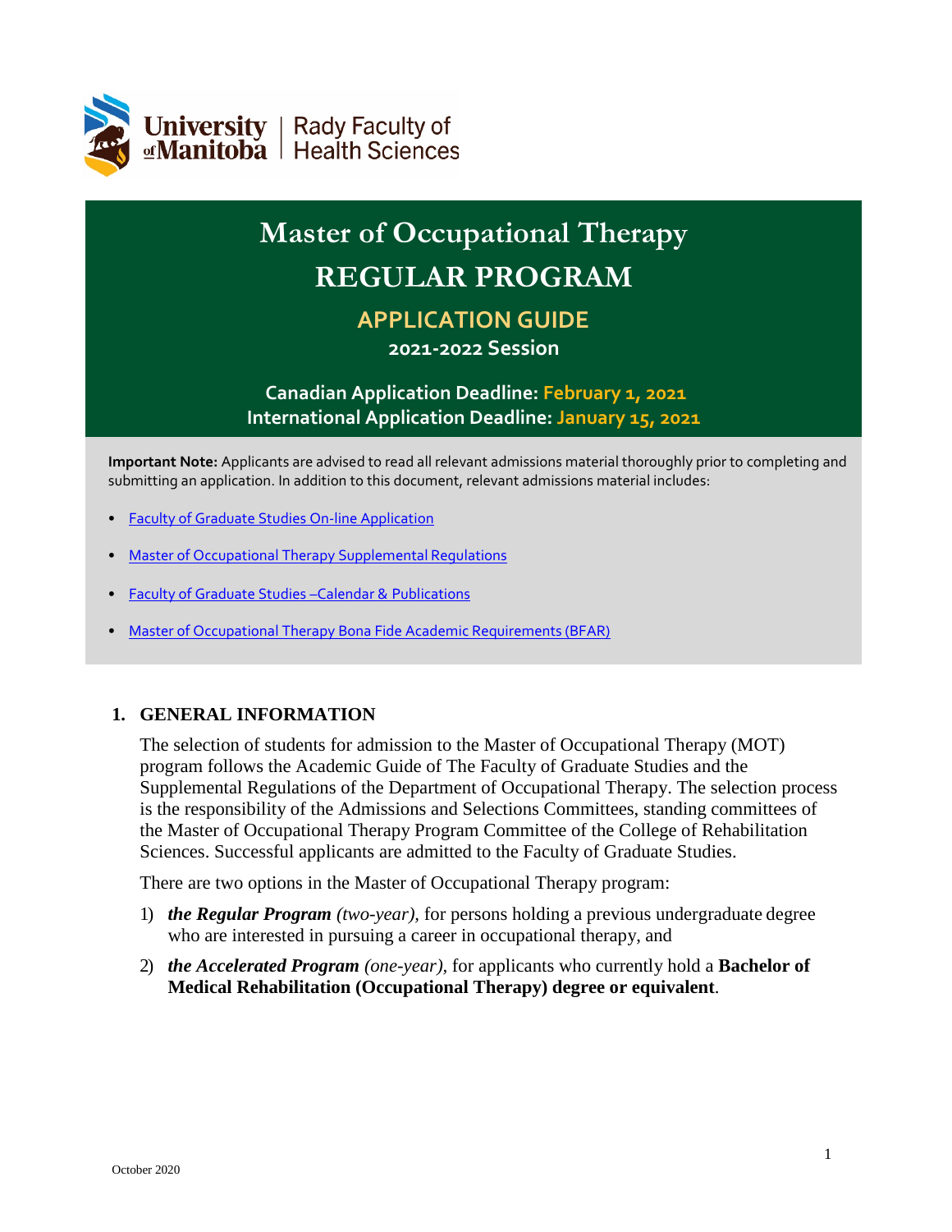University of Manitoba | Rady Faculty of Health Sciences

# Master of Occupational Therapy

# REGULAR PROGRAM

## APPLICATION GUIDE

**2021-2022 Session**

**Canadian Application Deadline: February 1, 2021**
**International Application Deadline: January 15, 2021**

**Important Note:** Applicants are advised to read all relevant admissions material thoroughly prior to completing and submitting an application. In addition to this document, relevant admissions material includes:

- Faculty of Graduate Studies On-line Application
- Master of Occupational Therapy Supplemental Regulations
- Faculty of Graduate Studies –Calendar & Publications
- Master of Occupational Therapy Bona Fide Academic Requirements (BFAR)

## 1. GENERAL INFORMATION

The selection of students for admission to the Master of Occupational Therapy (MOT) program follows the Academic Guide of The Faculty of Graduate Studies and the Supplemental Regulations of the Department of Occupational Therapy. The selection process is the responsibility of the Admissions and Selections Committees, standing committees of the Master of Occupational Therapy Program Committee of the College of Rehabilitation Sciences. Successful applicants are admitted to the Faculty of Graduate Studies.

There are two options in the Master of Occupational Therapy program:

1) ***the Regular Program*** *(two-year),* for persons holding a previous undergraduate degree who are interested in pursuing a career in occupational therapy, and
2) ***the Accelerated Program*** *(one-year)*, for applicants who currently hold a **Bachelor of Medical Rehabilitation (Occupational Therapy) degree or equivalent**.

October 2020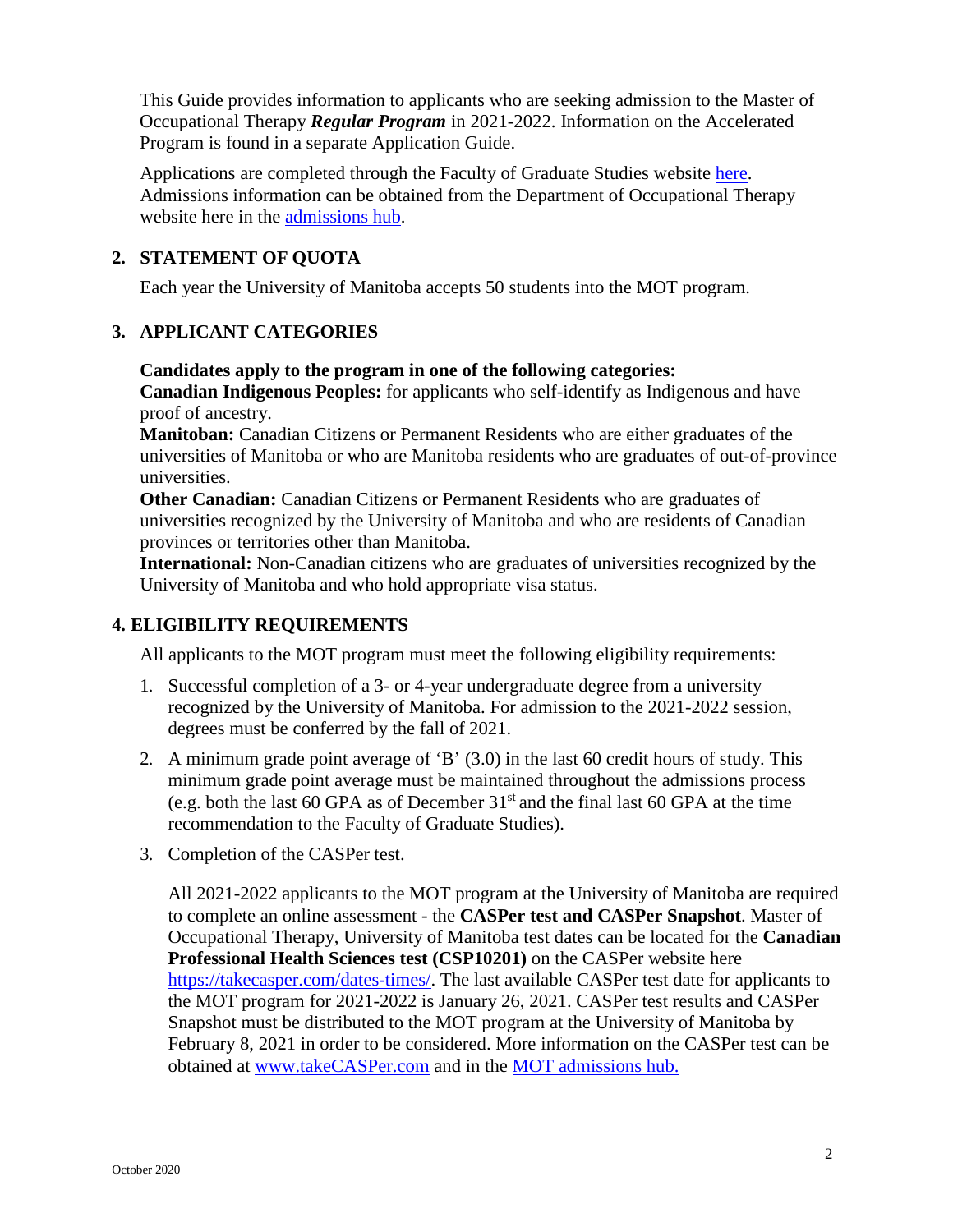This Guide provides information to applicants who are seeking admission to the Master of Occupational Therapy ***Regular Program*** in 2021-2022. Information on the Accelerated Program is found in a separate Application Guide.

Applications are completed through the Faculty of Graduate Studies website [here](). Admissions information can be obtained from the Department of Occupational Therapy website here in the [admissions hub]().

## 2. STATEMENT OF QUOTA

Each year the University of Manitoba accepts 50 students into the MOT program.

## 3. APPLICANT CATEGORIES

**Candidates apply to the program in one of the following categories:**
**Canadian Indigenous Peoples:** for applicants who self-identify as Indigenous and have proof of ancestry.
**Manitoban:** Canadian Citizens or Permanent Residents who are either graduates of the universities of Manitoba or who are Manitoba residents who are graduates of out-of-province universities.
**Other Canadian:** Canadian Citizens or Permanent Residents who are graduates of universities recognized by the University of Manitoba and who are residents of Canadian provinces or territories other than Manitoba.
**International:** Non-Canadian citizens who are graduates of universities recognized by the University of Manitoba and who hold appropriate visa status.

## 4. ELIGIBILITY REQUIREMENTS

All applicants to the MOT program must meet the following eligibility requirements:

1. Successful completion of a 3- or 4-year undergraduate degree from a university recognized by the University of Manitoba. For admission to the 2021-2022 session, degrees must be conferred by the fall of 2021.
2. A minimum grade point average of 'B' (3.0) in the last 60 credit hours of study. This minimum grade point average must be maintained throughout the admissions process (e.g. both the last 60 GPA as of December 31st and the final last 60 GPA at the time recommendation to the Faculty of Graduate Studies).
3. Completion of the CASPer test.

   All 2021-2022 applicants to the MOT program at the University of Manitoba are required to complete an online assessment - the **CASPer test and CASPer Snapshot**. Master of Occupational Therapy, University of Manitoba test dates can be located for the **Canadian Professional Health Sciences test (CSP10201)** on the CASPer website here https://takecasper.com/dates-times/. The last available CASPer test date for applicants to the MOT program for 2021-2022 is January 26, 2021. CASPer test results and CASPer Snapshot must be distributed to the MOT program at the University of Manitoba by February 8, 2021 in order to be considered. More information on the CASPer test can be obtained at www.takeCASPer.com and in the [MOT admissions hub.]()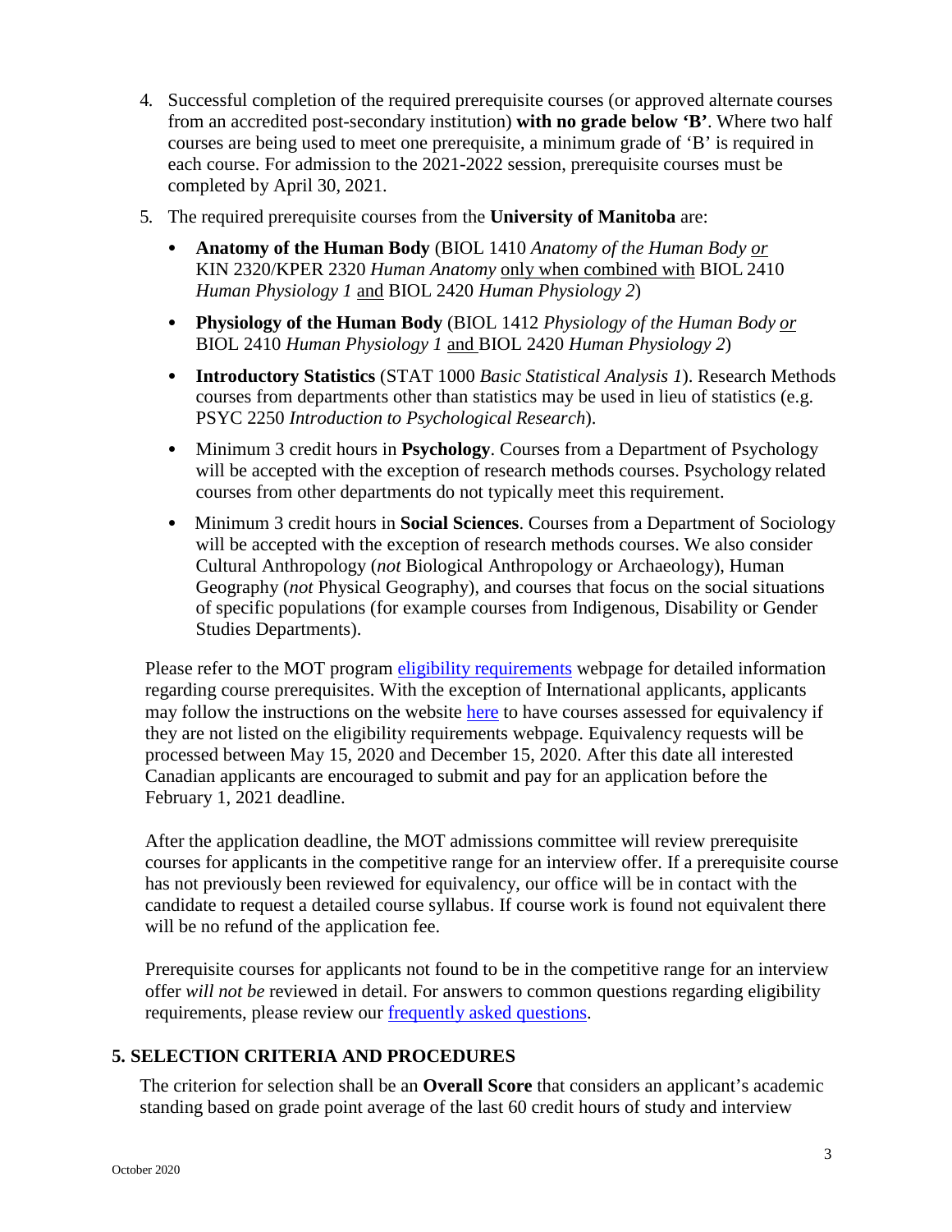4. Successful completion of the required prerequisite courses (or approved alternate courses from an accredited post-secondary institution) **with no grade below 'B'**. Where two half courses are being used to meet one prerequisite, a minimum grade of 'B' is required in each course. For admission to the 2021-2022 session, prerequisite courses must be completed by April 30, 2021.

5. The required prerequisite courses from the **University of Manitoba** are:

   - **Anatomy of the Human Body** (BIOL 1410 *Anatomy of the Human Body or* KIN 2320/KPER 2320 *Human Anatomy* only when combined with BIOL 2410 *Human Physiology 1* and BIOL 2420 *Human Physiology 2*)
   - **Physiology of the Human Body** (BIOL 1412 *Physiology of the Human Body or* BIOL 2410 *Human Physiology 1* and BIOL 2420 *Human Physiology 2*)
   - **Introductory Statistics** (STAT 1000 *Basic Statistical Analysis 1*). Research Methods courses from departments other than statistics may be used in lieu of statistics (e.g. PSYC 2250 *Introduction to Psychological Research*).
   - Minimum 3 credit hours in **Psychology**. Courses from a Department of Psychology will be accepted with the exception of research methods courses. Psychology related courses from other departments do not typically meet this requirement.
   - Minimum 3 credit hours in **Social Sciences**. Courses from a Department of Sociology will be accepted with the exception of research methods courses. We also consider Cultural Anthropology (*not* Biological Anthropology or Archaeology), Human Geography (*not* Physical Geography), and courses that focus on the social situations of specific populations (for example courses from Indigenous, Disability or Gender Studies Departments).

Please refer to the MOT program eligibility requirements webpage for detailed information regarding course prerequisites. With the exception of International applicants, applicants may follow the instructions on the website here to have courses assessed for equivalency if they are not listed on the eligibility requirements webpage. Equivalency requests will be processed between May 15, 2020 and December 15, 2020. After this date all interested Canadian applicants are encouraged to submit and pay for an application before the February 1, 2021 deadline.

After the application deadline, the MOT admissions committee will review prerequisite courses for applicants in the competitive range for an interview offer. If a prerequisite course has not previously been reviewed for equivalency, our office will be in contact with the candidate to request a detailed course syllabus. If course work is found not equivalent there will be no refund of the application fee.

Prerequisite courses for applicants not found to be in the competitive range for an interview offer *will not be* reviewed in detail. For answers to common questions regarding eligibility requirements, please review our frequently asked questions.

## 5. SELECTION CRITERIA AND PROCEDURES

The criterion for selection shall be an **Overall Score** that considers an applicant's academic standing based on grade point average of the last 60 credit hours of study and interview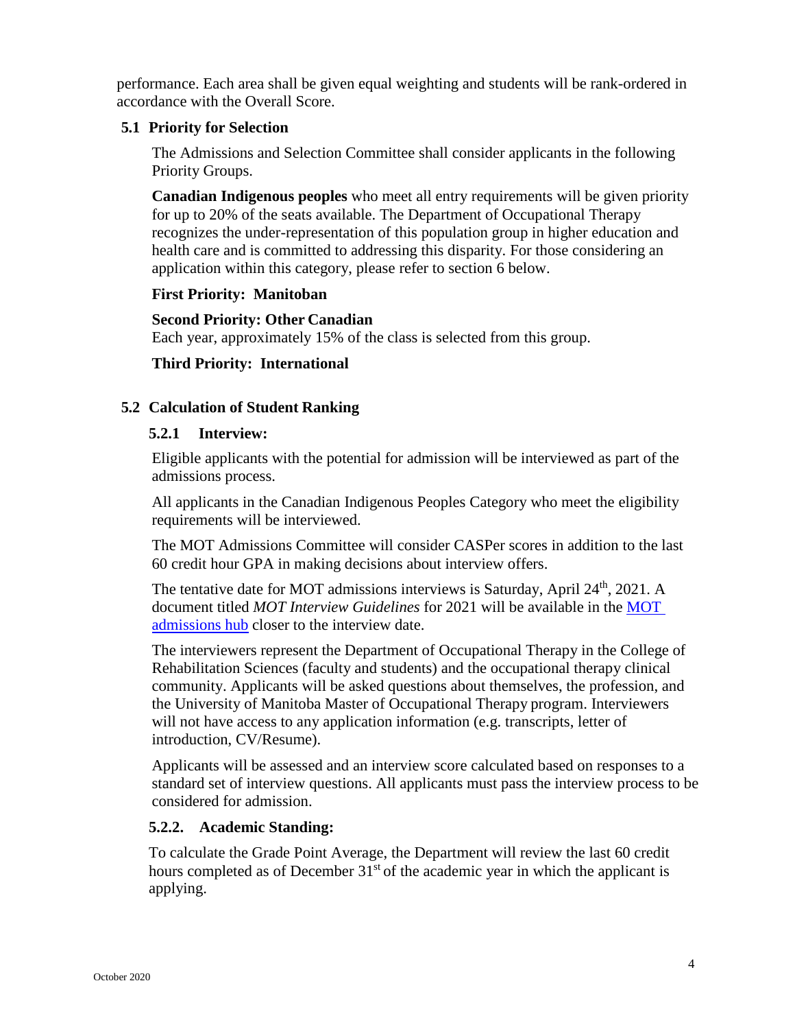performance. Each area shall be given equal weighting and students will be rank-ordered in accordance with the Overall Score.

### 5.1 Priority for Selection

The Admissions and Selection Committee shall consider applicants in the following Priority Groups.

**Canadian Indigenous peoples** who meet all entry requirements will be given priority for up to 20% of the seats available. The Department of Occupational Therapy recognizes the under-representation of this population group in higher education and health care and is committed to addressing this disparity. For those considering an application within this category, please refer to section 6 below.

**First Priority: Manitoban**

**Second Priority: Other Canadian**
Each year, approximately 15% of the class is selected from this group.

**Third Priority: International**

### 5.2 Calculation of Student Ranking

#### 5.2.1 Interview:

Eligible applicants with the potential for admission will be interviewed as part of the admissions process.

All applicants in the Canadian Indigenous Peoples Category who meet the eligibility requirements will be interviewed.

The MOT Admissions Committee will consider CASPer scores in addition to the last 60 credit hour GPA in making decisions about interview offers.

The tentative date for MOT admissions interviews is Saturday, April 24th, 2021. A document titled *MOT Interview Guidelines* for 2021 will be available in the MOT admissions hub closer to the interview date.

The interviewers represent the Department of Occupational Therapy in the College of Rehabilitation Sciences (faculty and students) and the occupational therapy clinical community. Applicants will be asked questions about themselves, the profession, and the University of Manitoba Master of Occupational Therapy program. Interviewers will not have access to any application information (e.g. transcripts, letter of introduction, CV/Resume).

Applicants will be assessed and an interview score calculated based on responses to a standard set of interview questions. All applicants must pass the interview process to be considered for admission.

#### 5.2.2. Academic Standing:

To calculate the Grade Point Average, the Department will review the last 60 credit hours completed as of December 31st of the academic year in which the applicant is applying.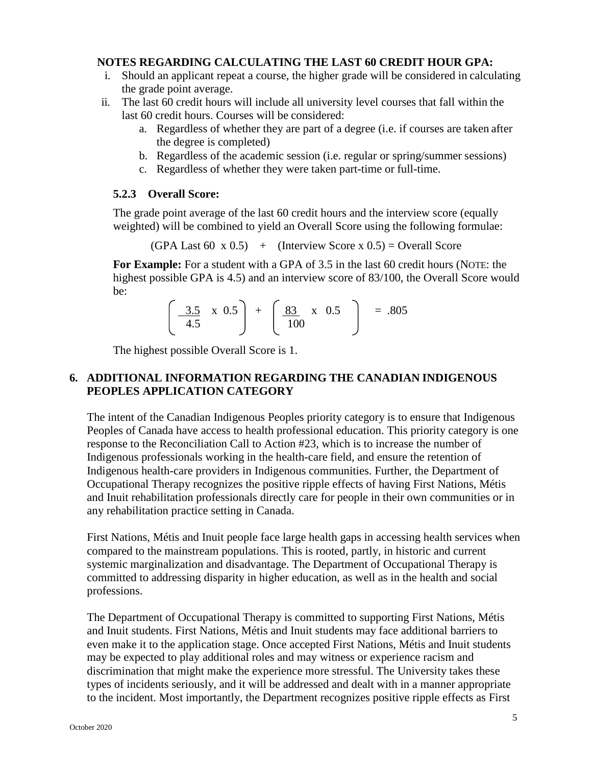**NOTES REGARDING CALCULATING THE LAST 60 CREDIT HOUR GPA:**

i. Should an applicant repeat a course, the higher grade will be considered in calculating the grade point average.

ii. The last 60 credit hours will include all university level courses that fall within the last 60 credit hours. Courses will be considered:
   a. Regardless of whether they are part of a degree (i.e. if courses are taken after the degree is completed)
   b. Regardless of the academic session (i.e. regular or spring/summer sessions)
   c. Regardless of whether they were taken part-time or full-time.

### 5.2.3 Overall Score:

The grade point average of the last 60 credit hours and the interview score (equally weighted) will be combined to yield an Overall Score using the following formulae:

(GPA Last 60 x 0.5) + (Interview Score x 0.5) = Overall Score

**For Example:** For a student with a GPA of 3.5 in the last 60 credit hours (NOTE: the highest possible GPA is 4.5) and an interview score of 83/100, the Overall Score would be:

$$\left( \frac{3.5}{4.5} \times 0.5 \right) + \left( \frac{83}{100} \times 0.5 \right) = .805$$

The highest possible Overall Score is 1.

## 6. ADDITIONAL INFORMATION REGARDING THE CANADIAN INDIGENOUS PEOPLES APPLICATION CATEGORY

The intent of the Canadian Indigenous Peoples priority category is to ensure that Indigenous Peoples of Canada have access to health professional education. This priority category is one response to the Reconciliation Call to Action #23, which is to increase the number of Indigenous professionals working in the health-care field, and ensure the retention of Indigenous health-care providers in Indigenous communities. Further, the Department of Occupational Therapy recognizes the positive ripple effects of having First Nations, Métis and Inuit rehabilitation professionals directly care for people in their own communities or in any rehabilitation practice setting in Canada.

First Nations, Métis and Inuit people face large health gaps in accessing health services when compared to the mainstream populations. This is rooted, partly, in historic and current systemic marginalization and disadvantage. The Department of Occupational Therapy is committed to addressing disparity in higher education, as well as in the health and social professions.

The Department of Occupational Therapy is committed to supporting First Nations, Métis and Inuit students. First Nations, Métis and Inuit students may face additional barriers to even make it to the application stage. Once accepted First Nations, Métis and Inuit students may be expected to play additional roles and may witness or experience racism and discrimination that might make the experience more stressful. The University takes these types of incidents seriously, and it will be addressed and dealt with in a manner appropriate to the incident. Most importantly, the Department recognizes positive ripple effects as First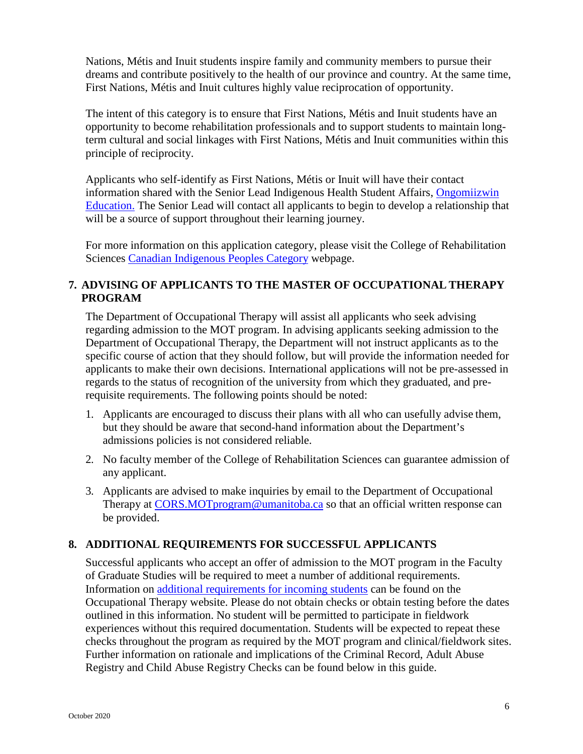Nations, Métis and Inuit students inspire family and community members to pursue their dreams and contribute positively to the health of our province and country. At the same time, First Nations, Métis and Inuit cultures highly value reciprocation of opportunity.

The intent of this category is to ensure that First Nations, Métis and Inuit students have an opportunity to become rehabilitation professionals and to support students to maintain long-term cultural and social linkages with First Nations, Métis and Inuit communities within this principle of reciprocity.

Applicants who self-identify as First Nations, Métis or Inuit will have their contact information shared with the Senior Lead Indigenous Health Student Affairs, Ongomiizwin Education. The Senior Lead will contact all applicants to begin to develop a relationship that will be a source of support throughout their learning journey.

For more information on this application category, please visit the College of Rehabilitation Sciences Canadian Indigenous Peoples Category webpage.

## 7. ADVISING OF APPLICANTS TO THE MASTER OF OCCUPATIONAL THERAPY PROGRAM

The Department of Occupational Therapy will assist all applicants who seek advising regarding admission to the MOT program. In advising applicants seeking admission to the Department of Occupational Therapy, the Department will not instruct applicants as to the specific course of action that they should follow, but will provide the information needed for applicants to make their own decisions. International applications will not be pre-assessed in regards to the status of recognition of the university from which they graduated, and pre-requisite requirements. The following points should be noted:

1. Applicants are encouraged to discuss their plans with all who can usefully advise them, but they should be aware that second-hand information about the Department's admissions policies is not considered reliable.
2. No faculty member of the College of Rehabilitation Sciences can guarantee admission of any applicant.
3. Applicants are advised to make inquiries by email to the Department of Occupational Therapy at CORS.MOTprogram@umanitoba.ca so that an official written response can be provided.

## 8. ADDITIONAL REQUIREMENTS FOR SUCCESSFUL APPLICANTS

Successful applicants who accept an offer of admission to the MOT program in the Faculty of Graduate Studies will be required to meet a number of additional requirements. Information on additional requirements for incoming students can be found on the Occupational Therapy website. Please do not obtain checks or obtain testing before the dates outlined in this information. No student will be permitted to participate in fieldwork experiences without this required documentation. Students will be expected to repeat these checks throughout the program as required by the MOT program and clinical/fieldwork sites. Further information on rationale and implications of the Criminal Record, Adult Abuse Registry and Child Abuse Registry Checks can be found below in this guide.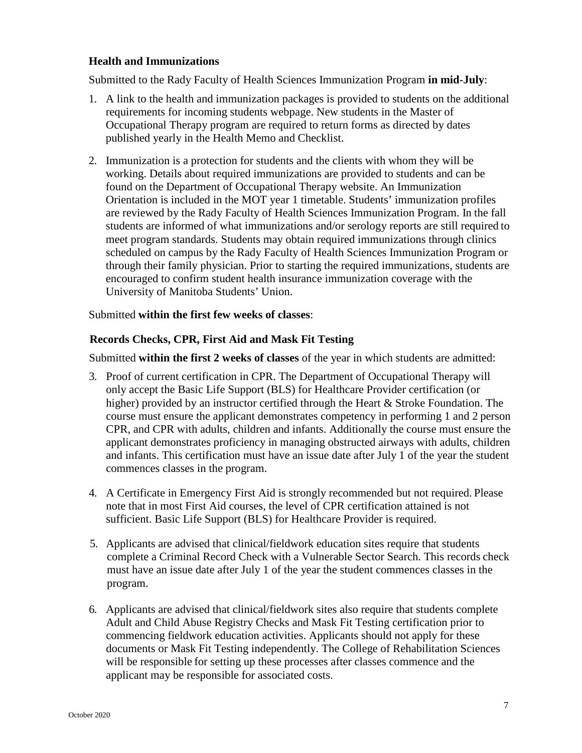### Health and Immunizations

Submitted to the Rady Faculty of Health Sciences Immunization Program **in mid-July**:

1. A link to the health and immunization packages is provided to students on the additional requirements for incoming students webpage. New students in the Master of Occupational Therapy program are required to return forms as directed by dates published yearly in the Health Memo and Checklist.

2. Immunization is a protection for students and the clients with whom they will be working. Details about required immunizations are provided to students and can be found on the Department of Occupational Therapy website. An Immunization Orientation is included in the MOT year 1 timetable. Students' immunization profiles are reviewed by the Rady Faculty of Health Sciences Immunization Program. In the fall students are informed of what immunizations and/or serology reports are still required to meet program standards. Students may obtain required immunizations through clinics scheduled on campus by the Rady Faculty of Health Sciences Immunization Program or through their family physician. Prior to starting the required immunizations, students are encouraged to confirm student health insurance immunization coverage with the University of Manitoba Students' Union.

Submitted **within the first few weeks of classes**:

### Records Checks, CPR, First Aid and Mask Fit Testing

Submitted **within the first 2 weeks of classes** of the year in which students are admitted:

3. Proof of current certification in CPR. The Department of Occupational Therapy will only accept the Basic Life Support (BLS) for Healthcare Provider certification (or higher) provided by an instructor certified through the Heart & Stroke Foundation. The course must ensure the applicant demonstrates competency in performing 1 and 2 person CPR, and CPR with adults, children and infants. Additionally the course must ensure the applicant demonstrates proficiency in managing obstructed airways with adults, children and infants. This certification must have an issue date after July 1 of the year the student commences classes in the program.

4. A Certificate in Emergency First Aid is strongly recommended but not required. Please note that in most First Aid courses, the level of CPR certification attained is not sufficient. Basic Life Support (BLS) for Healthcare Provider is required.

5. Applicants are advised that clinical/fieldwork education sites require that students complete a Criminal Record Check with a Vulnerable Sector Search. This records check must have an issue date after July 1 of the year the student commences classes in the program.

6. Applicants are advised that clinical/fieldwork sites also require that students complete Adult and Child Abuse Registry Checks and Mask Fit Testing certification prior to commencing fieldwork education activities. Applicants should not apply for these documents or Mask Fit Testing independently. The College of Rehabilitation Sciences will be responsible for setting up these processes after classes commence and the applicant may be responsible for associated costs.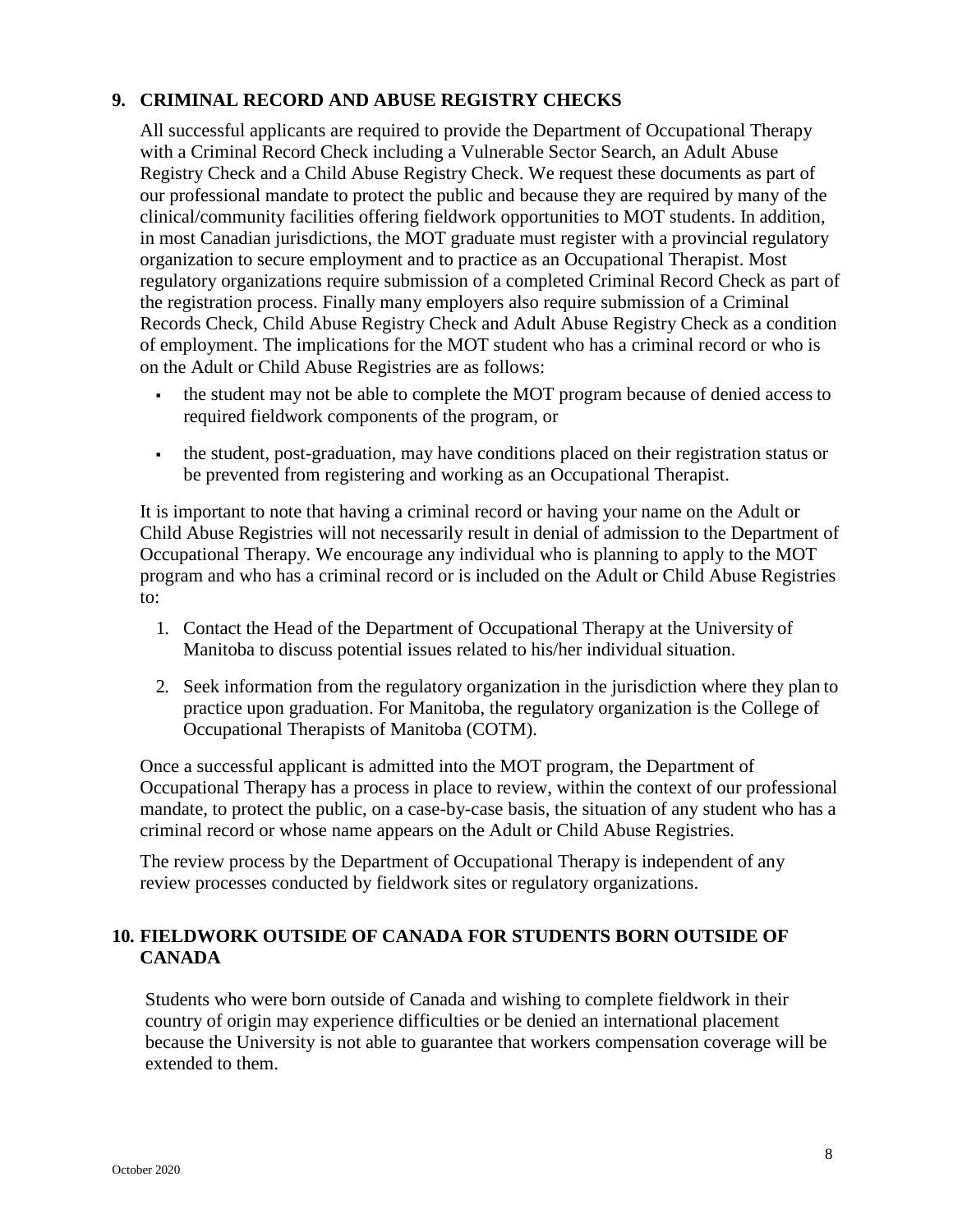## 9. CRIMINAL RECORD AND ABUSE REGISTRY CHECKS

All successful applicants are required to provide the Department of Occupational Therapy with a Criminal Record Check including a Vulnerable Sector Search, an Adult Abuse Registry Check and a Child Abuse Registry Check. We request these documents as part of our professional mandate to protect the public and because they are required by many of the clinical/community facilities offering fieldwork opportunities to MOT students. In addition, in most Canadian jurisdictions, the MOT graduate must register with a provincial regulatory organization to secure employment and to practice as an Occupational Therapist. Most regulatory organizations require submission of a completed Criminal Record Check as part of the registration process. Finally many employers also require submission of a Criminal Records Check, Child Abuse Registry Check and Adult Abuse Registry Check as a condition of employment. The implications for the MOT student who has a criminal record or who is on the Adult or Child Abuse Registries are as follows:

- the student may not be able to complete the MOT program because of denied access to required fieldwork components of the program, or
- the student, post-graduation, may have conditions placed on their registration status or be prevented from registering and working as an Occupational Therapist.

It is important to note that having a criminal record or having your name on the Adult or Child Abuse Registries will not necessarily result in denial of admission to the Department of Occupational Therapy. We encourage any individual who is planning to apply to the MOT program and who has a criminal record or is included on the Adult or Child Abuse Registries to:

1. Contact the Head of the Department of Occupational Therapy at the University of Manitoba to discuss potential issues related to his/her individual situation.
2. Seek information from the regulatory organization in the jurisdiction where they plan to practice upon graduation. For Manitoba, the regulatory organization is the College of Occupational Therapists of Manitoba (COTM).

Once a successful applicant is admitted into the MOT program, the Department of Occupational Therapy has a process in place to review, within the context of our professional mandate, to protect the public, on a case-by-case basis, the situation of any student who has a criminal record or whose name appears on the Adult or Child Abuse Registries.

The review process by the Department of Occupational Therapy is independent of any review processes conducted by fieldwork sites or regulatory organizations.

## 10. FIELDWORK OUTSIDE OF CANADA FOR STUDENTS BORN OUTSIDE OF CANADA

Students who were born outside of Canada and wishing to complete fieldwork in their country of origin may experience difficulties or be denied an international placement because the University is not able to guarantee that workers compensation coverage will be extended to them.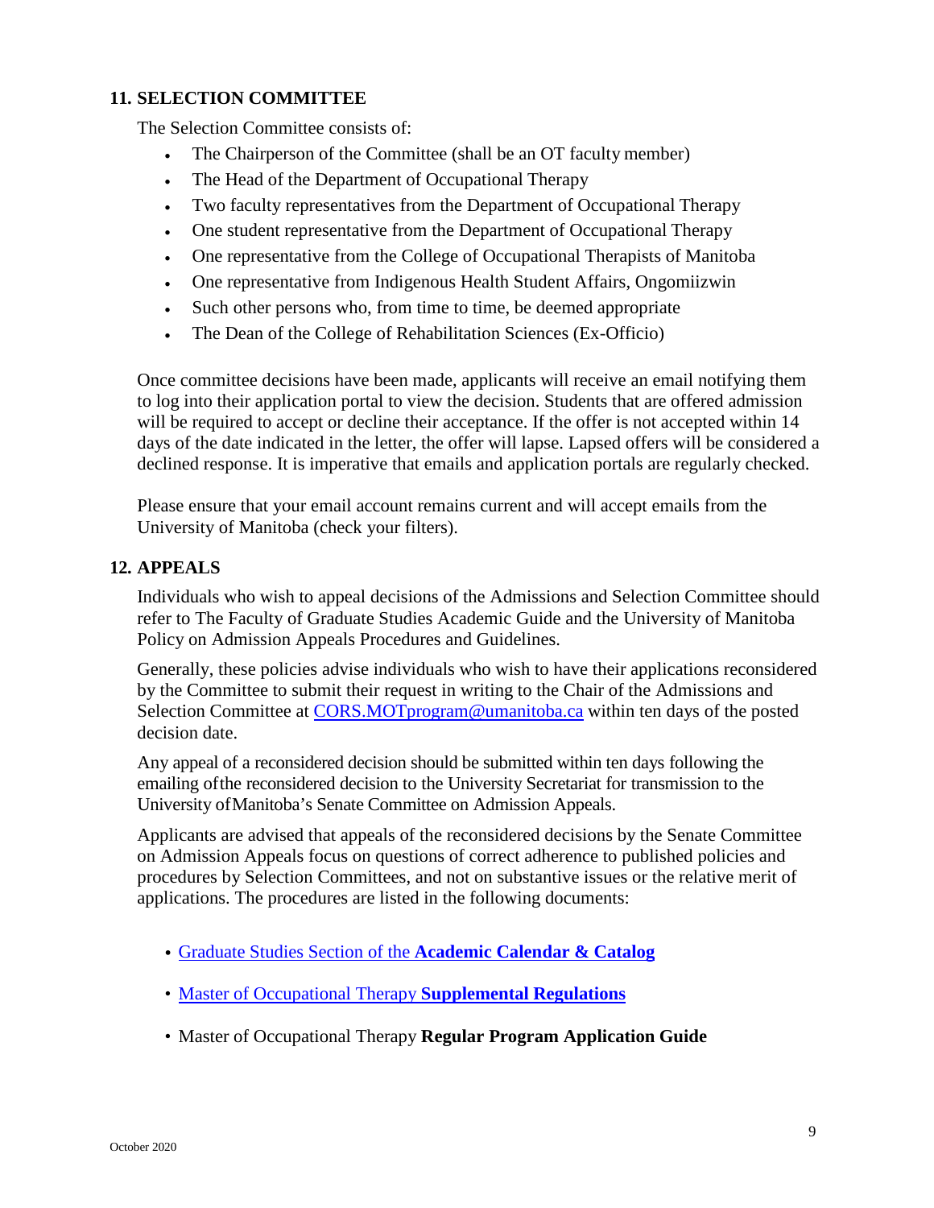## 11. SELECTION COMMITTEE

The Selection Committee consists of:

- The Chairperson of the Committee (shall be an OT faculty member)
- The Head of the Department of Occupational Therapy
- Two faculty representatives from the Department of Occupational Therapy
- One student representative from the Department of Occupational Therapy
- One representative from the College of Occupational Therapists of Manitoba
- One representative from Indigenous Health Student Affairs, Ongomiizwin
- Such other persons who, from time to time, be deemed appropriate
- The Dean of the College of Rehabilitation Sciences (Ex-Officio)

Once committee decisions have been made, applicants will receive an email notifying them to log into their application portal to view the decision. Students that are offered admission will be required to accept or decline their acceptance. If the offer is not accepted within 14 days of the date indicated in the letter, the offer will lapse. Lapsed offers will be considered a declined response. It is imperative that emails and application portals are regularly checked.

Please ensure that your email account remains current and will accept emails from the University of Manitoba (check your filters).

## 12. APPEALS

Individuals who wish to appeal decisions of the Admissions and Selection Committee should refer to The Faculty of Graduate Studies Academic Guide and the University of Manitoba Policy on Admission Appeals Procedures and Guidelines.

Generally, these policies advise individuals who wish to have their applications reconsidered by the Committee to submit their request in writing to the Chair of the Admissions and Selection Committee at CORS.MOTprogram@umanitoba.ca within ten days of the posted decision date.

Any appeal of a reconsidered decision should be submitted within ten days following the emailing of the reconsidered decision to the University Secretariat for transmission to the University of Manitoba's Senate Committee on Admission Appeals.

Applicants are advised that appeals of the reconsidered decisions by the Senate Committee on Admission Appeals focus on questions of correct adherence to published policies and procedures by Selection Committees, and not on substantive issues or the relative merit of applications. The procedures are listed in the following documents:

- Graduate Studies Section of the **Academic Calendar & Catalog**
- Master of Occupational Therapy **Supplemental Regulations**
- Master of Occupational Therapy **Regular Program Application Guide**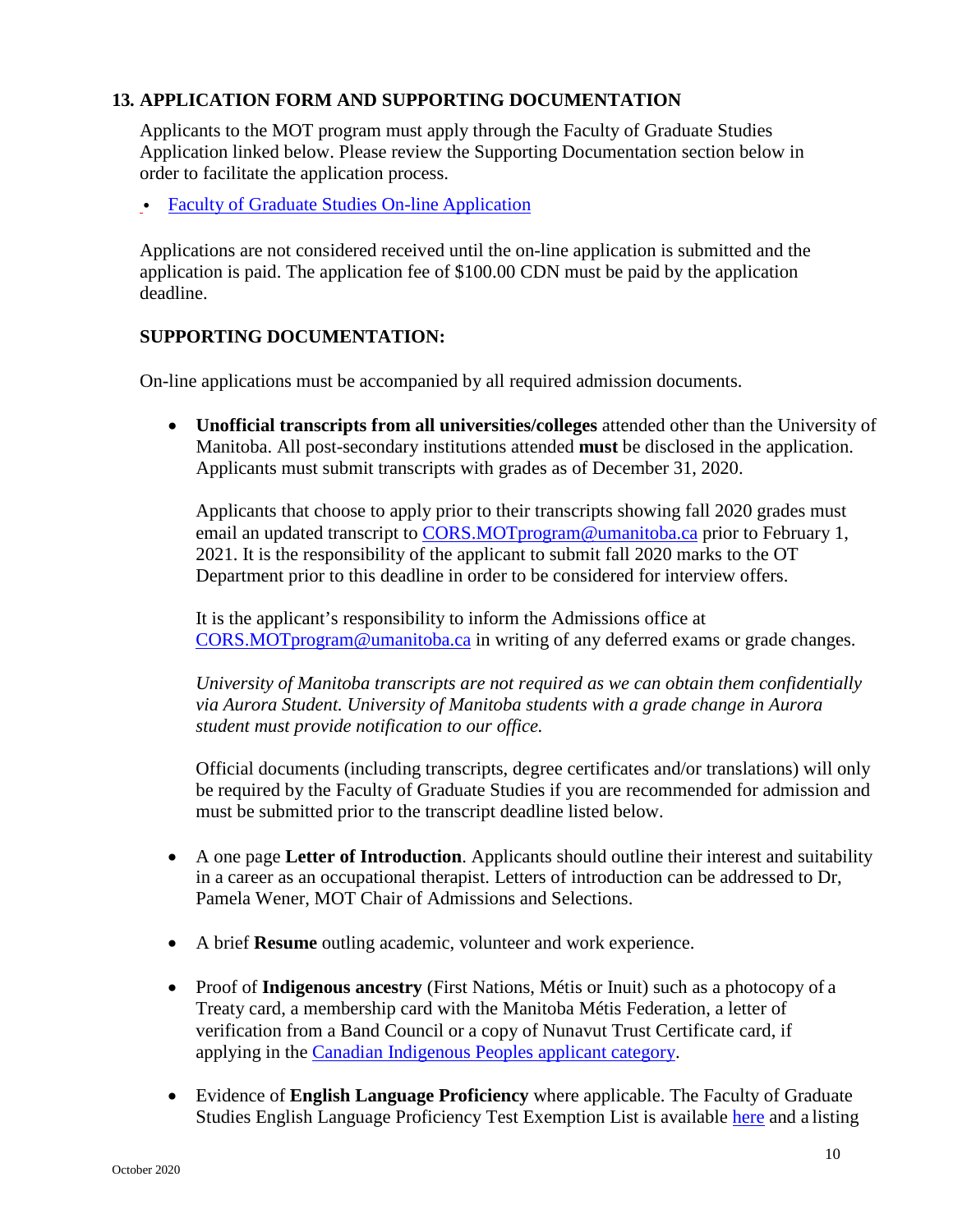## 13. APPLICATION FORM AND SUPPORTING DOCUMENTATION

Applicants to the MOT program must apply through the Faculty of Graduate Studies Application linked below. Please review the Supporting Documentation section below in order to facilitate the application process.

- Faculty of Graduate Studies On-line Application

Applications are not considered received until the on-line application is submitted and the application is paid. The application fee of $100.00 CDN must be paid by the application deadline.

### SUPPORTING DOCUMENTATION:

On-line applications must be accompanied by all required admission documents.

- **Unofficial transcripts from all universities/colleges** attended other than the University of Manitoba. All post-secondary institutions attended **must** be disclosed in the application. Applicants must submit transcripts with grades as of December 31, 2020.

  Applicants that choose to apply prior to their transcripts showing fall 2020 grades must email an updated transcript to CORS.MOTprogram@umanitoba.ca prior to February 1, 2021. It is the responsibility of the applicant to submit fall 2020 marks to the OT Department prior to this deadline in order to be considered for interview offers.

  It is the applicant's responsibility to inform the Admissions office at CORS.MOTprogram@umanitoba.ca in writing of any deferred exams or grade changes.

  *University of Manitoba transcripts are not required as we can obtain them confidentially via Aurora Student. University of Manitoba students with a grade change in Aurora student must provide notification to our office.*

  Official documents (including transcripts, degree certificates and/or translations) will only be required by the Faculty of Graduate Studies if you are recommended for admission and must be submitted prior to the transcript deadline listed below.

- A one page **Letter of Introduction**. Applicants should outline their interest and suitability in a career as an occupational therapist. Letters of introduction can be addressed to Dr, Pamela Wener, MOT Chair of Admissions and Selections.

- A brief **Resume** outling academic, volunteer and work experience.

- Proof of **Indigenous ancestry** (First Nations, Métis or Inuit) such as a photocopy of a Treaty card, a membership card with the Manitoba Métis Federation, a letter of verification from a Band Council or a copy of Nunavut Trust Certificate card, if applying in the Canadian Indigenous Peoples applicant category.

- Evidence of **English Language Proficiency** where applicable. The Faculty of Graduate Studies English Language Proficiency Test Exemption List is available here and a listing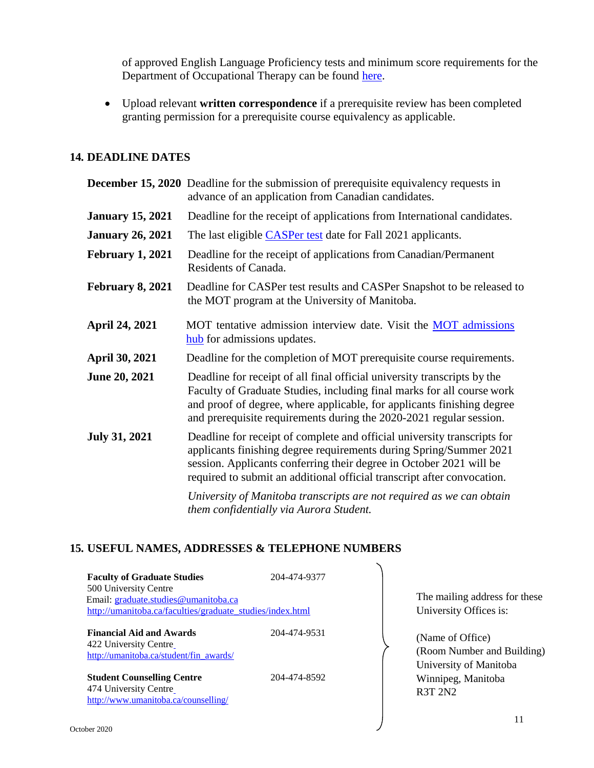of approved English Language Proficiency tests and minimum score requirements for the Department of Occupational Therapy can be found here.

- Upload relevant **written correspondence** if a prerequisite review has been completed granting permission for a prerequisite course equivalency as applicable.

## 14. DEADLINE DATES

| | |
|---|---|
| **December 15, 2020** | Deadline for the submission of prerequisite equivalency requests in advance of an application from Canadian candidates. |
| **January 15, 2021** | Deadline for the receipt of applications from International candidates. |
| **January 26, 2021** | The last eligible CASPer test date for Fall 2021 applicants. |
| **February 1, 2021** | Deadline for the receipt of applications from Canadian/Permanent Residents of Canada. |
| **February 8, 2021** | Deadline for CASPer test results and CASPer Snapshot to be released to the MOT program at the University of Manitoba. |
| **April 24, 2021** | MOT tentative admission interview date. Visit the MOT admissions hub for admissions updates. |
| **April 30, 2021** | Deadline for the completion of MOT prerequisite course requirements. |
| **June 20, 2021** | Deadline for receipt of all final official university transcripts by the Faculty of Graduate Studies, including final marks for all course work and proof of degree, where applicable, for applicants finishing degree and prerequisite requirements during the 2020-2021 regular session. |
| **July 31, 2021** | Deadline for receipt of complete and official university transcripts for applicants finishing degree requirements during Spring/Summer 2021 session. Applicants conferring their degree in October 2021 will be required to submit an additional official transcript after convocation. *University of Manitoba transcripts are not required as we can obtain them confidentially via Aurora Student.* |

## 15. USEFUL NAMES, ADDRESSES & TELEPHONE NUMBERS

**Faculty of Graduate Studies** 204-474-9377
500 University Centre
Email: graduate.studies@umanitoba.ca
http://umanitoba.ca/faculties/graduate_studies/index.html

**Financial Aid and Awards** 204-474-9531
422 University Centre
http://umanitoba.ca/student/fin_awards/

**Student Counselling Centre** 204-474-8592
474 University Centre
http://www.umanitoba.ca/counselling/

The mailing address for these University Offices is:

(Name of Office)
(Room Number and Building)
University of Manitoba
Winnipeg, Manitoba
R3T 2N2

October 2020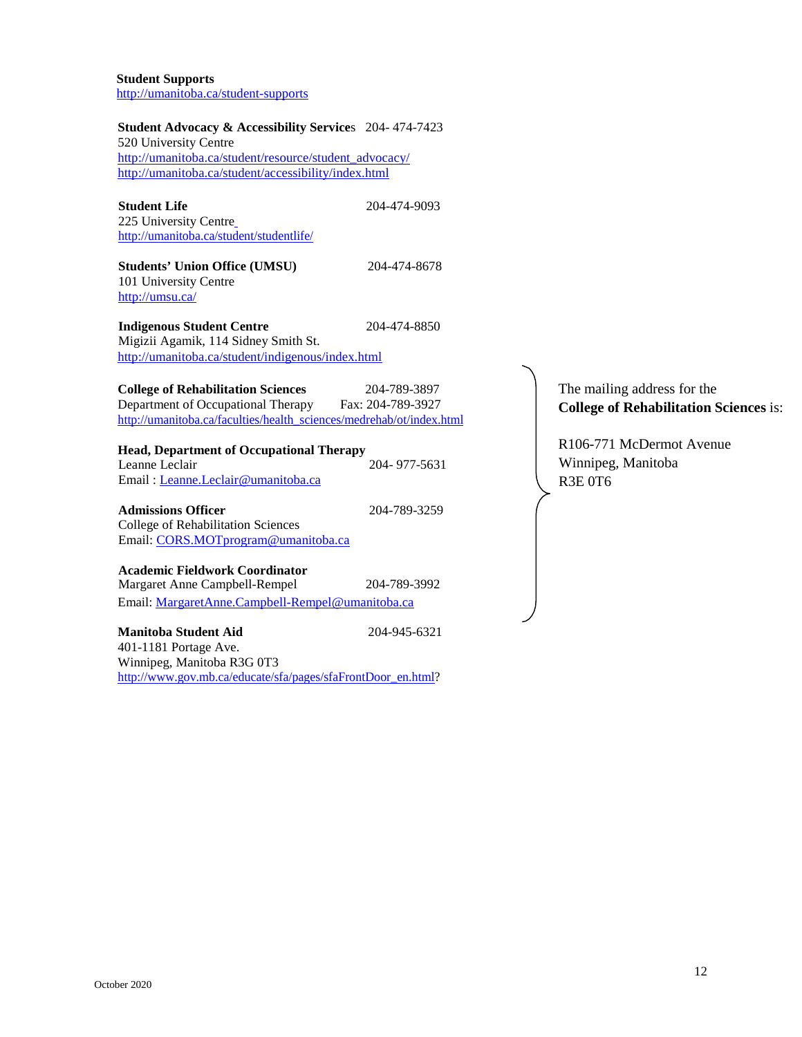**Student Supports**
http://umanitoba.ca/student-supports

**Student Advocacy & Accessibility Services** 204- 474-7423
520 University Centre
http://umanitoba.ca/student/resource/student_advocacy/
http://umanitoba.ca/student/accessibility/index.html

**Student Life** 204-474-9093
225 University Centre
http://umanitoba.ca/student/studentlife/

**Students' Union Office (UMSU)** 204-474-8678
101 University Centre
http://umsu.ca/

**Indigenous Student Centre** 204-474-8850
Migizii Agamik, 114 Sidney Smith St.
http://umanitoba.ca/student/indigenous/index.html

**College of Rehabilitation Sciences** 204-789-3897
Department of Occupational Therapy Fax: 204-789-3927
http://umanitoba.ca/faculties/health_sciences/medrehab/ot/index.html

**Head, Department of Occupational Therapy**
Leanne Leclair 204- 977-5631
Email : Leanne.Leclair@umanitoba.ca

**Admissions Officer** 204-789-3259
College of Rehabilitation Sciences
Email: CORS.MOTprogram@umanitoba.ca

**Academic Fieldwork Coordinator**
Margaret Anne Campbell-Rempel 204-789-3992
Email: MargaretAnne.Campbell-Rempel@umanitoba.ca

The mailing address for the **College of Rehabilitation Sciences** is:

R106-771 McDermot Avenue
Winnipeg, Manitoba
R3E 0T6

**Manitoba Student Aid** 204-945-6321
401-1181 Portage Ave.
Winnipeg, Manitoba R3G 0T3
http://www.gov.mb.ca/educate/sfa/pages/sfaFrontDoor_en.html?

October 2020